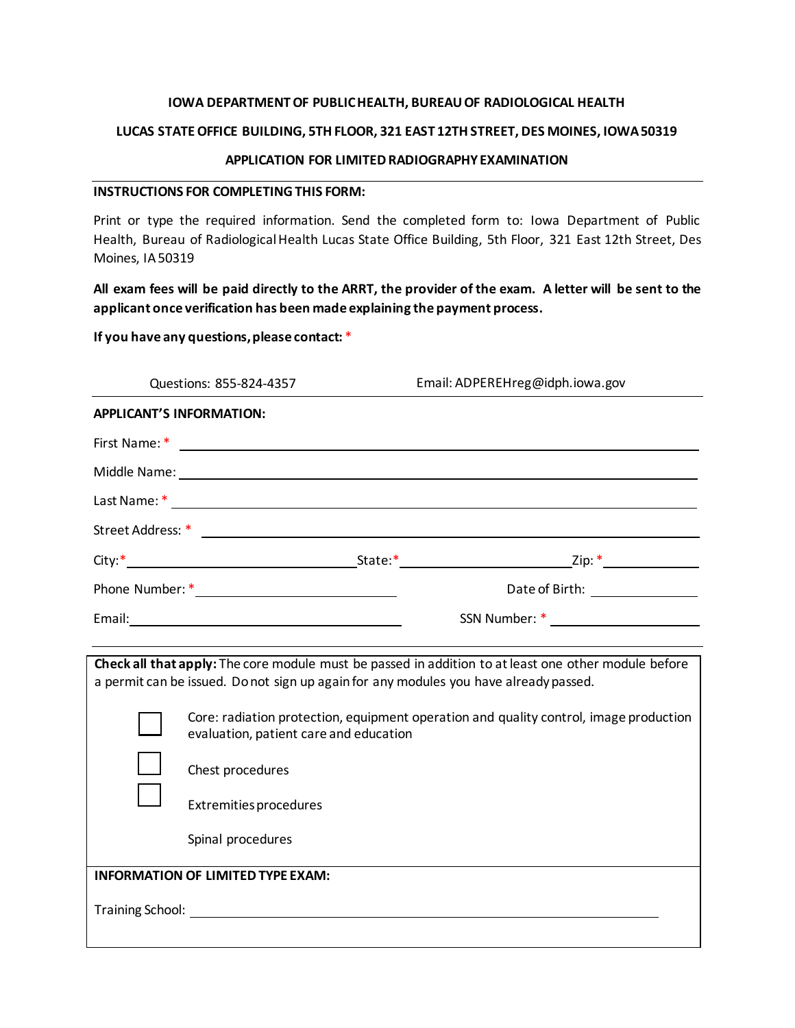**IOWA DEPARTMENT OF PUBLIC HEALTH, BUREAU OF RADIOLOGICAL HEALTH**

**LUCAS STATE OFFICE BUILDING, 5TH FLOOR, 321 EAST 12TH STREET, DES MOINES, IOWA 50319**

**APPLICATION FOR LIMITED RADIOGRAPHY EXAMINATION**

---

**INSTRUCTIONS FOR COMPLETING THIS FORM:**

Print or type the required information. Send the completed form to: Iowa Department of Public Health, Bureau of Radiological Health Lucas State Office Building, 5th Floor, 321 East 12th Street, Des Moines, IA 50319

**All exam fees will be paid directly to the ARRT, the provider of the exam. A letter will be sent to the applicant once verification has been made explaining the payment process.**

**If you have any questions, please contact:** *

Questions: 855-824-4357 Email: ADPEREHreg@idph.iowa.gov

---

**APPLICANT'S INFORMATION:**

First Name: * ______________________________

Middle Name: ______________________________

Last Name: * ______________________________

Street Address: * ______________________________

City:* ____________________ State:* ____________________ Zip: * ____________

Phone Number: * ____________________ Date of Birth: ____________

Email: ____________________ SSN Number: * ____________________

---

**Check all that apply:** The core module must be passed in addition to at least one other module before a permit can be issued. Do not sign up again for any modules you have already passed.

- ☐ Core: radiation protection, equipment operation and quality control, image production evaluation, patient care and education
- ☐ Chest procedures
- ☐ Extremities procedures
- Spinal procedures

**INFORMATION OF LIMITED TYPE EXAM:**

Training School: ______________________________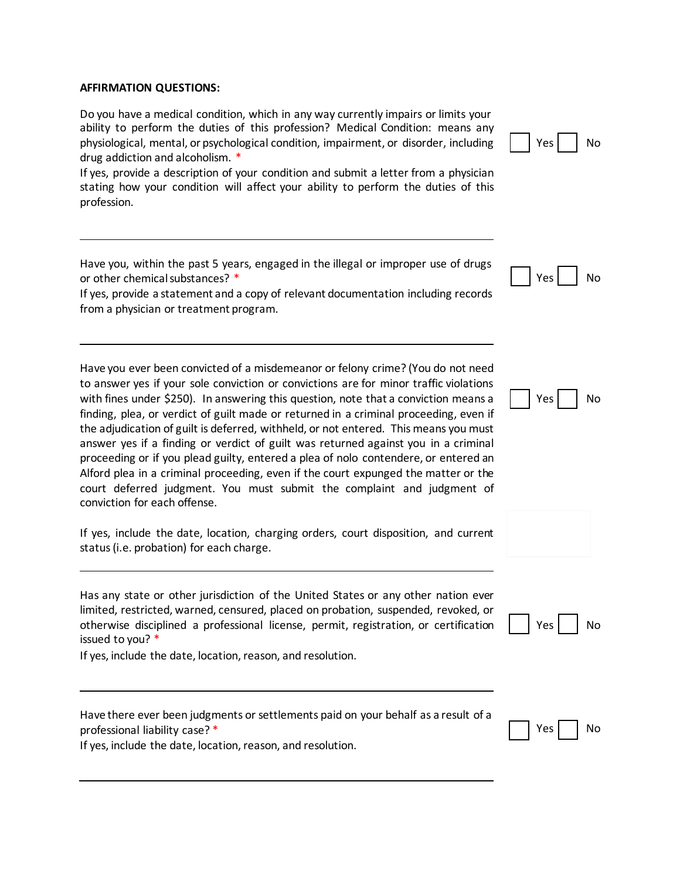**AFFIRMATION QUESTIONS:**

Do you have a medical condition, which in any way currently impairs or limits your ability to perform the duties of this profession? Medical Condition: means any physiological, mental, or psychological condition, impairment, or disorder, including drug addiction and alcoholism. *

If yes, provide a description of your condition and submit a letter from a physician stating how your condition will affect your ability to perform the duties of this profession.

☐ Yes ☐ No

---

Have you, within the past 5 years, engaged in the illegal or improper use of drugs or other chemical substances? *

If yes, provide a statement and a copy of relevant documentation including records from a physician or treatment program.

☐ Yes ☐ No

---

Have you ever been convicted of a misdemeanor or felony crime? (You do not need to answer yes if your sole conviction or convictions are for minor traffic violations with fines under $250). In answering this question, note that a conviction means a finding, plea, or verdict of guilt made or returned in a criminal proceeding, even if the adjudication of guilt is deferred, withheld, or not entered. This means you must answer yes if a finding or verdict of guilt was returned against you in a criminal proceeding or if you plead guilty, entered a plea of nolo contendere, or entered an Alford plea in a criminal proceeding, even if the court expunged the matter or the court deferred judgment. You must submit the complaint and judgment of conviction for each offense.

☐ Yes ☐ No

If yes, include the date, location, charging orders, court disposition, and current status (i.e. probation) for each charge.

---

Has any state or other jurisdiction of the United States or any other nation ever limited, restricted, warned, censured, placed on probation, suspended, revoked, or otherwise disciplined a professional license, permit, registration, or certification issued to you? *

If yes, include the date, location, reason, and resolution.

☐ Yes ☐ No

---

Have there ever been judgments or settlements paid on your behalf as a result of a professional liability case? *

If yes, include the date, location, reason, and resolution.

☐ Yes ☐ No

---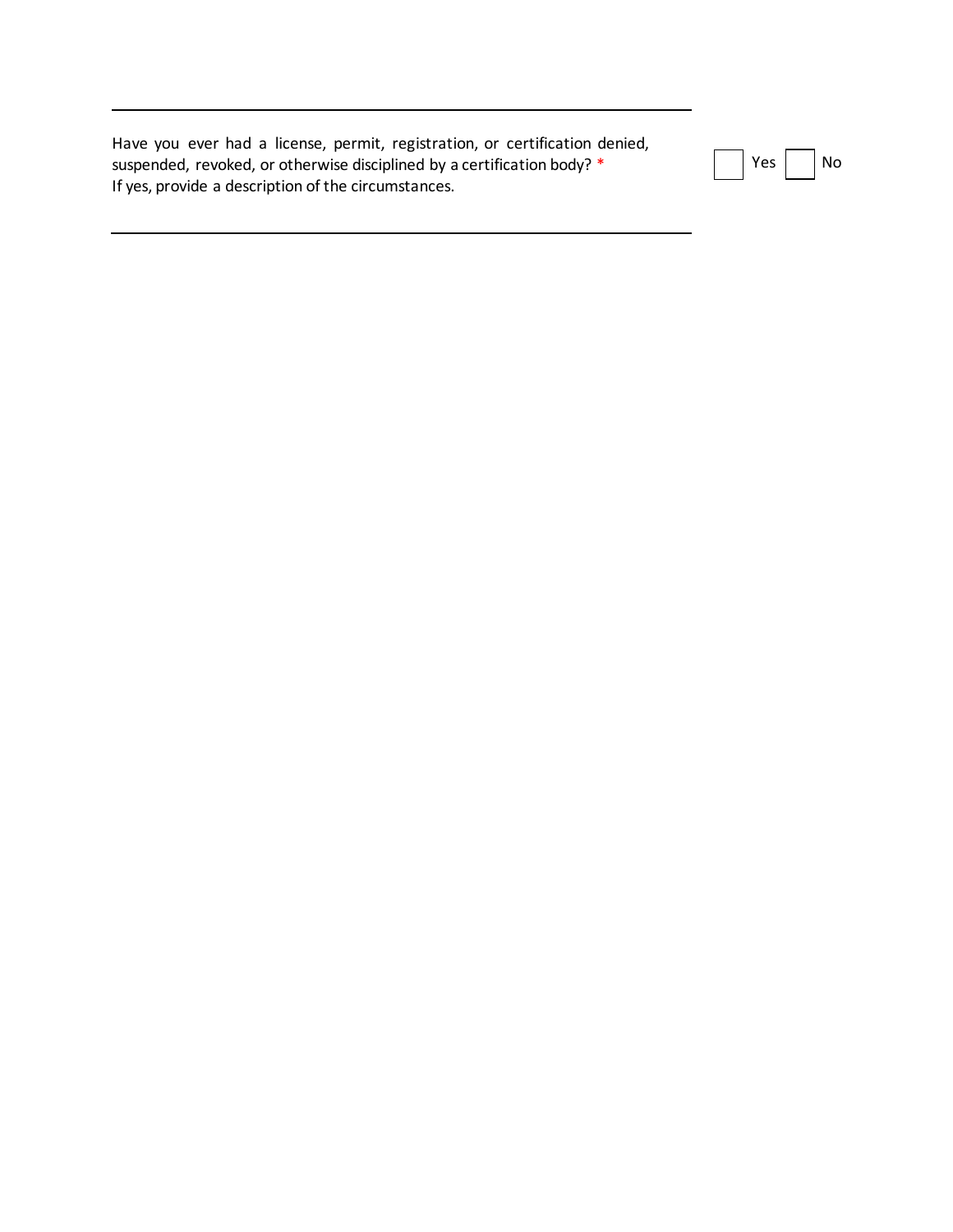---

Have you ever had a license, permit, registration, or certification denied, suspended, revoked, or otherwise disciplined by a certification body? *
If yes, provide a description of the circumstances.

☐ Yes ☐ No

---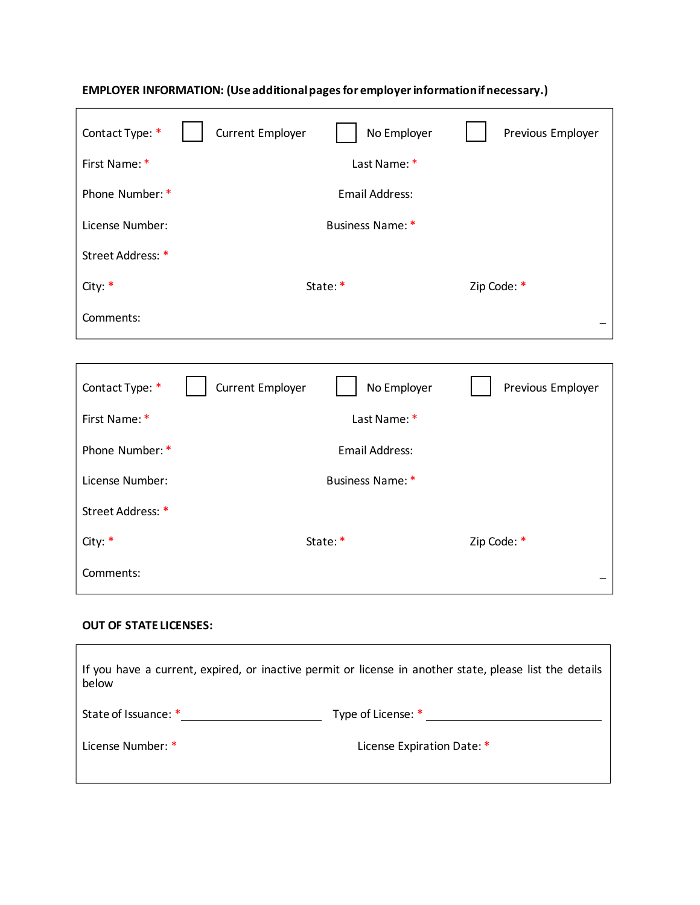**EMPLOYER INFORMATION: (Use additional pages for employer information if necessary.)**

Contact Type: * ☐ Current Employer ☐ No Employer ☐ Previous Employer

First Name: * Last Name: *

Phone Number: * Email Address:

License Number: Business Name: *

Street Address: *

City: * State: * Zip Code: *

Comments:

---

Contact Type: * ☐ Current Employer ☐ No Employer ☐ Previous Employer

First Name: * Last Name: *

Phone Number: * Email Address:

License Number: Business Name: *

Street Address: *

City: * State: * Zip Code: *

Comments:

**OUT OF STATE LICENSES:**

If you have a current, expired, or inactive permit or license in another state, please list the details below

State of Issuance: * ______________________ Type of License: * ______________________

License Number: * License Expiration Date: *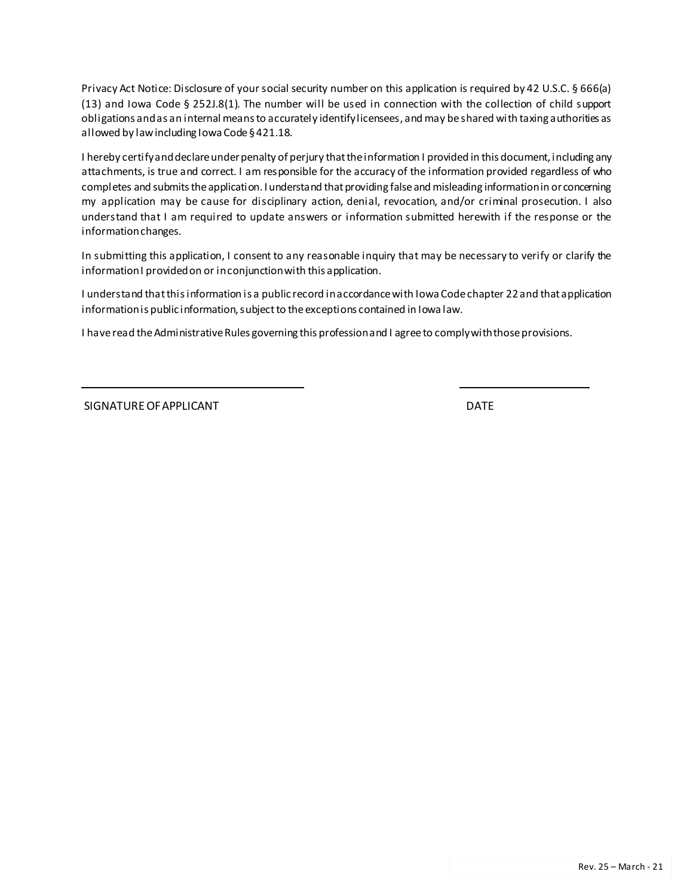Privacy Act Notice: Disclosure of your social security number on this application is required by 42 U.S.C. § 666(a)(13) and Iowa Code § 252J.8(1). The number will be used in connection with the collection of child support obligations and as an internal means to accurately identify licensees, and may be shared with taxing authorities as allowed by law including Iowa Code § 421.18.

I hereby certify and declare under penalty of perjury that the information I provided in this document, including any attachments, is true and correct. I am responsible for the accuracy of the information provided regardless of who completes and submits the application. I understand that providing false and misleading information in or concerning my application may be cause for disciplinary action, denial, revocation, and/or criminal prosecution. I also understand that I am required to update answers or information submitted herewith if the response or the information changes.

In submitting this application, I consent to any reasonable inquiry that may be necessary to verify or clarify the information I provided on or in conjunction with this application.

I understand that this information is a public record in accordance with Iowa Code chapter 22 and that application information is public information, subject to the exceptions contained in Iowa law.

I have read the Administrative Rules governing this profession and I agree to comply with those provisions.

\_\_\_\_\_\_\_\_\_\_\_\_\_\_\_\_\_\_\_\_\_\_\_\_\_\_\_\_\_\_\_\_\_\_\_\_ \_\_\_\_\_\_\_\_\_\_\_\_\_\_\_\_\_\_\_\_

SIGNATURE OF APPLICANT DATE

Rev. 25 – March - 21